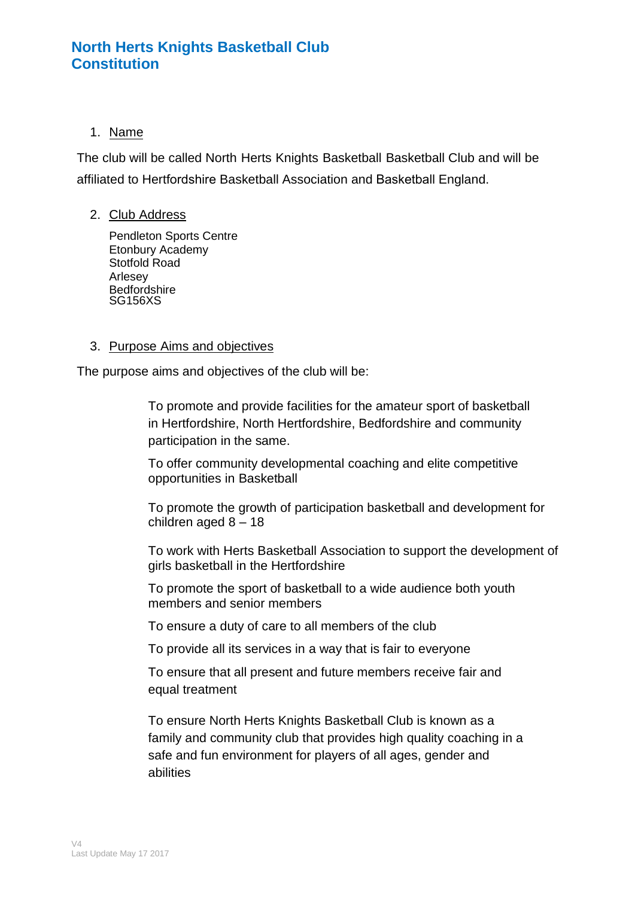# North Herts Knights Basketball Club Constitution

1. Name

The club will be called North Herts Knights Basketball Basketball Club and will be affiliated to Hertfordshire Basketball Association and Basketball England.

2. Club Address

Pendleton Sports Centre
Etonbury Academy
Stotfold Road
Arlesey
Bedfordshire
SG156XS

3. Purpose Aims and objectives

The purpose aims and objectives of the club will be:

To promote and provide facilities for the amateur sport of basketball in Hertfordshire, North Hertfordshire, Bedfordshire and community participation in the same.

To offer community developmental coaching and elite competitive opportunities in Basketball

To promote the growth of participation basketball and development for children aged 8 – 18

To work with Herts Basketball Association to support the development of girls basketball in the Hertfordshire

To promote the sport of basketball to a wide audience both youth members and senior members

To ensure a duty of care to all members of the club

To provide all its services in a way that is fair to everyone

To ensure that all present and future members receive fair and equal treatment

To ensure North Herts Knights Basketball Club is known as a family and community club that provides high quality coaching in a safe and fun environment for players of all ages, gender and abilities

V4
Last Update May 17 2017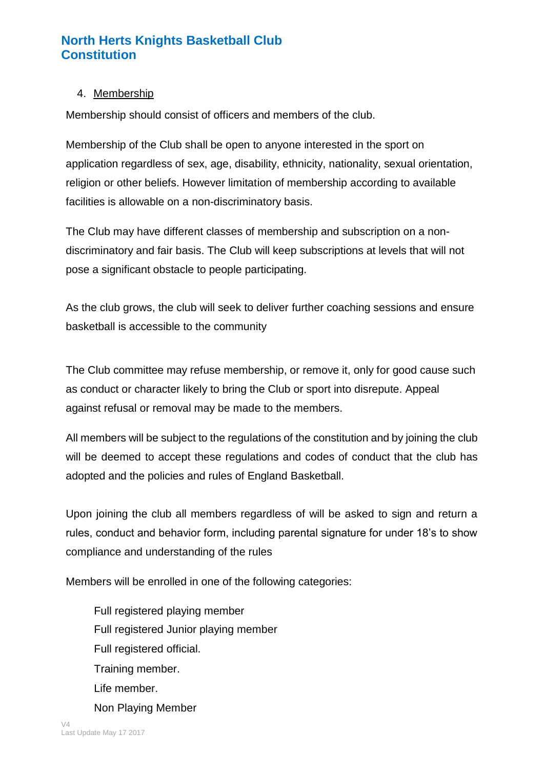4. Membership

Membership should consist of officers and members of the club.

Membership of the Club shall be open to anyone interested in the sport on application regardless of sex, age, disability, ethnicity, nationality, sexual orientation, religion or other beliefs. However limitation of membership according to available facilities is allowable on a non-discriminatory basis.

The Club may have different classes of membership and subscription on a non-discriminatory and fair basis. The Club will keep subscriptions at levels that will not pose a significant obstacle to people participating.

As the club grows, the club will seek to deliver further coaching sessions and ensure basketball is accessible to the community

The Club committee may refuse membership, or remove it, only for good cause such as conduct or character likely to bring the Club or sport into disrepute. Appeal against refusal or removal may be made to the members.

All members will be subject to the regulations of the constitution and by joining the club will be deemed to accept these regulations and codes of conduct that the club has adopted and the policies and rules of England Basketball.

Upon joining the club all members regardless of will be asked to sign and return a rules, conduct and behavior form, including parental signature for under 18's to show compliance and understanding of the rules

Members will be enrolled in one of the following categories:

- Full registered playing member
- Full registered Junior playing member
- Full registered official.
- Training member.
- Life member.
- Non Playing Member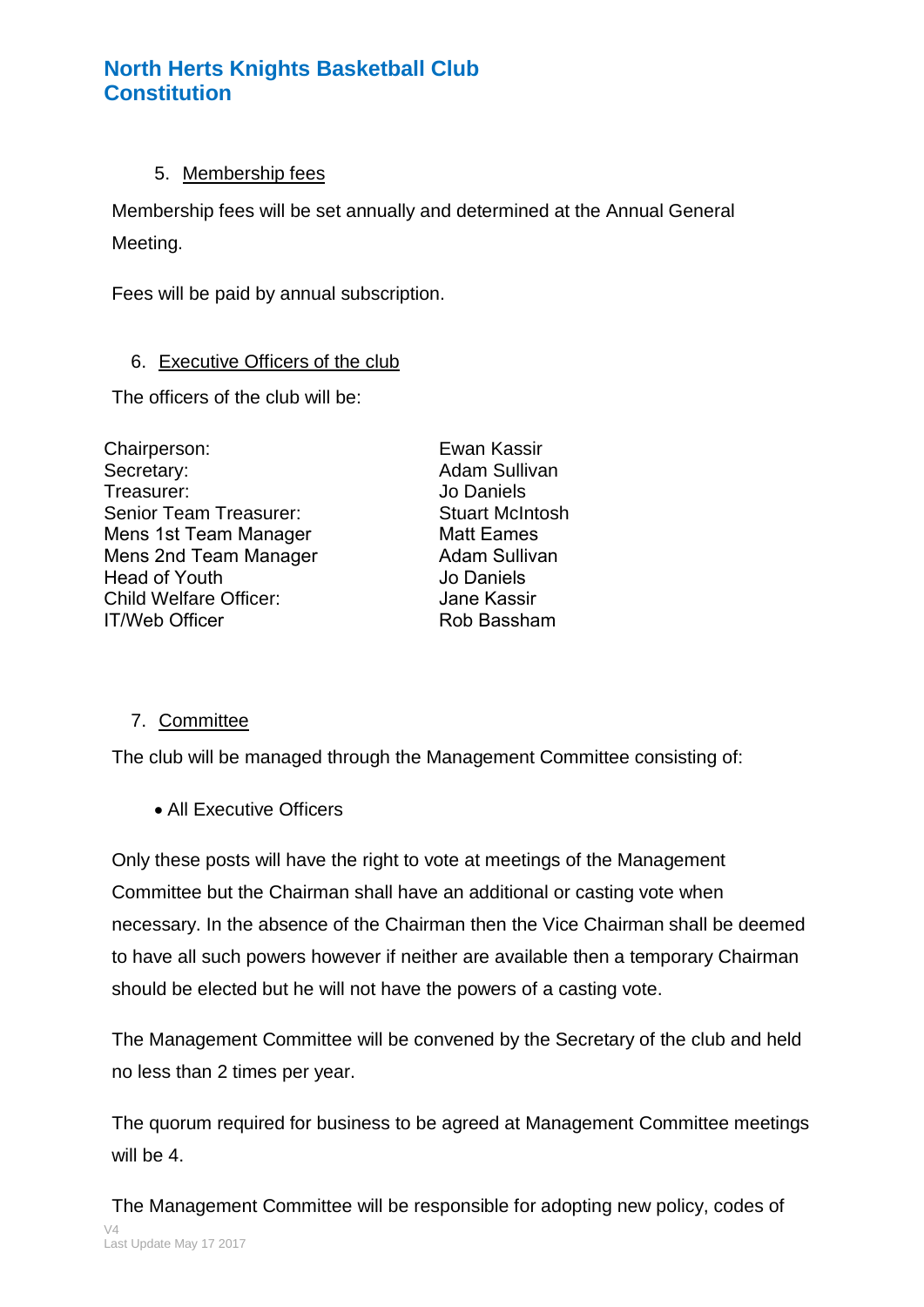5. Membership fees

Membership fees will be set annually and determined at the Annual General Meeting.

Fees will be paid by annual subscription.

6. Executive Officers of the club

The officers of the club will be:

| | |
|---|---|
| Chairperson: | Ewan Kassir |
| Secretary: | Adam Sullivan |
| Treasurer: | Jo Daniels |
| Senior Team Treasurer: | Stuart McIntosh |
| Mens 1st Team Manager | Matt Eames |
| Mens 2nd Team Manager | Adam Sullivan |
| Head of Youth | Jo Daniels |
| Child Welfare Officer: | Jane Kassir |
| IT/Web Officer | Rob Bassham |

7. Committee

The club will be managed through the Management Committee consisting of:

- All Executive Officers

Only these posts will have the right to vote at meetings of the Management Committee but the Chairman shall have an additional or casting vote when necessary. In the absence of the Chairman then the Vice Chairman shall be deemed to have all such powers however if neither are available then a temporary Chairman should be elected but he will not have the powers of a casting vote.

The Management Committee will be convened by the Secretary of the club and held no less than 2 times per year.

The quorum required for business to be agreed at Management Committee meetings will be 4.

The Management Committee will be responsible for adopting new policy, codes of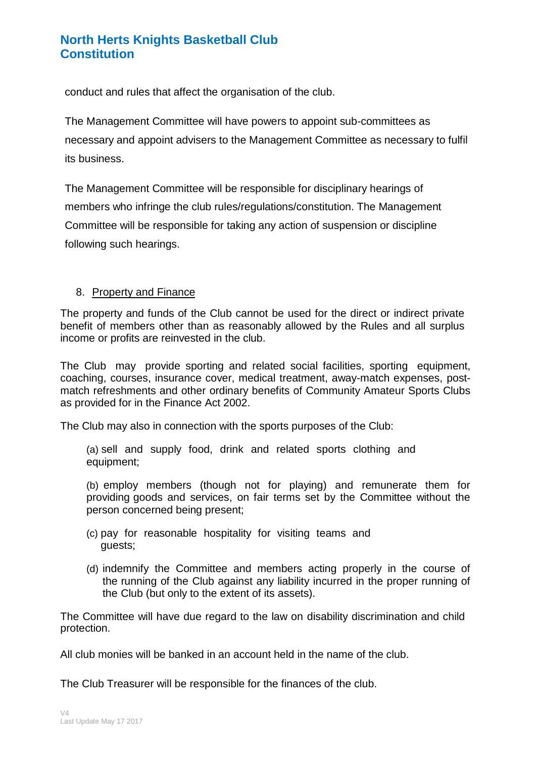conduct and rules that affect the organisation of the club.

The Management Committee will have powers to appoint sub-committees as necessary and appoint advisers to the Management Committee as necessary to fulfil its business.

The Management Committee will be responsible for disciplinary hearings of members who infringe the club rules/regulations/constitution. The Management Committee will be responsible for taking any action of suspension or discipline following such hearings.

## 8. Property and Finance

The property and funds of the Club cannot be used for the direct or indirect private benefit of members other than as reasonably allowed by the Rules and all surplus income or profits are reinvested in the club.

The Club may provide sporting and related social facilities, sporting equipment, coaching, courses, insurance cover, medical treatment, away-match expenses, post-match refreshments and other ordinary benefits of Community Amateur Sports Clubs as provided for in the Finance Act 2002.

The Club may also in connection with the sports purposes of the Club:

(a) sell and supply food, drink and related sports clothing and equipment;

(b) employ members (though not for playing) and remunerate them for providing goods and services, on fair terms set by the Committee without the person concerned being present;

(c) pay for reasonable hospitality for visiting teams and guests;

(d) indemnify the Committee and members acting properly in the course of the running of the Club against any liability incurred in the proper running of the Club (but only to the extent of its assets).

The Committee will have due regard to the law on disability discrimination and child protection.

All club monies will be banked in an account held in the name of the club.

The Club Treasurer will be responsible for the finances of the club.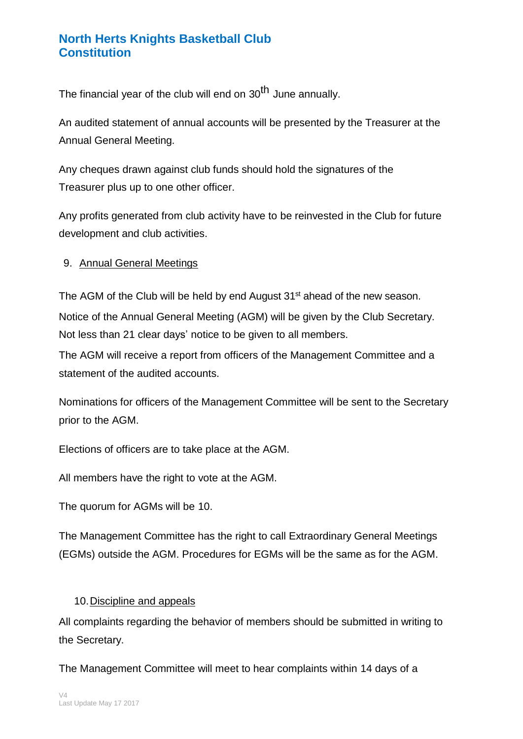The financial year of the club will end on 30th June annually.

An audited statement of annual accounts will be presented by the Treasurer at the Annual General Meeting.

Any cheques drawn against club funds should hold the signatures of the Treasurer plus up to one other officer.

Any profits generated from club activity have to be reinvested in the Club for future development and club activities.

9. Annual General Meetings

The AGM of the Club will be held by end August 31st ahead of the new season.

Notice of the Annual General Meeting (AGM) will be given by the Club Secretary. Not less than 21 clear days' notice to be given to all members.

The AGM will receive a report from officers of the Management Committee and a statement of the audited accounts.

Nominations for officers of the Management Committee will be sent to the Secretary prior to the AGM.

Elections of officers are to take place at the AGM.

All members have the right to vote at the AGM.

The quorum for AGMs will be 10.

The Management Committee has the right to call Extraordinary General Meetings (EGMs) outside the AGM. Procedures for EGMs will be the same as for the AGM.

10. Discipline and appeals

All complaints regarding the behavior of members should be submitted in writing to the Secretary.

The Management Committee will meet to hear complaints within 14 days of a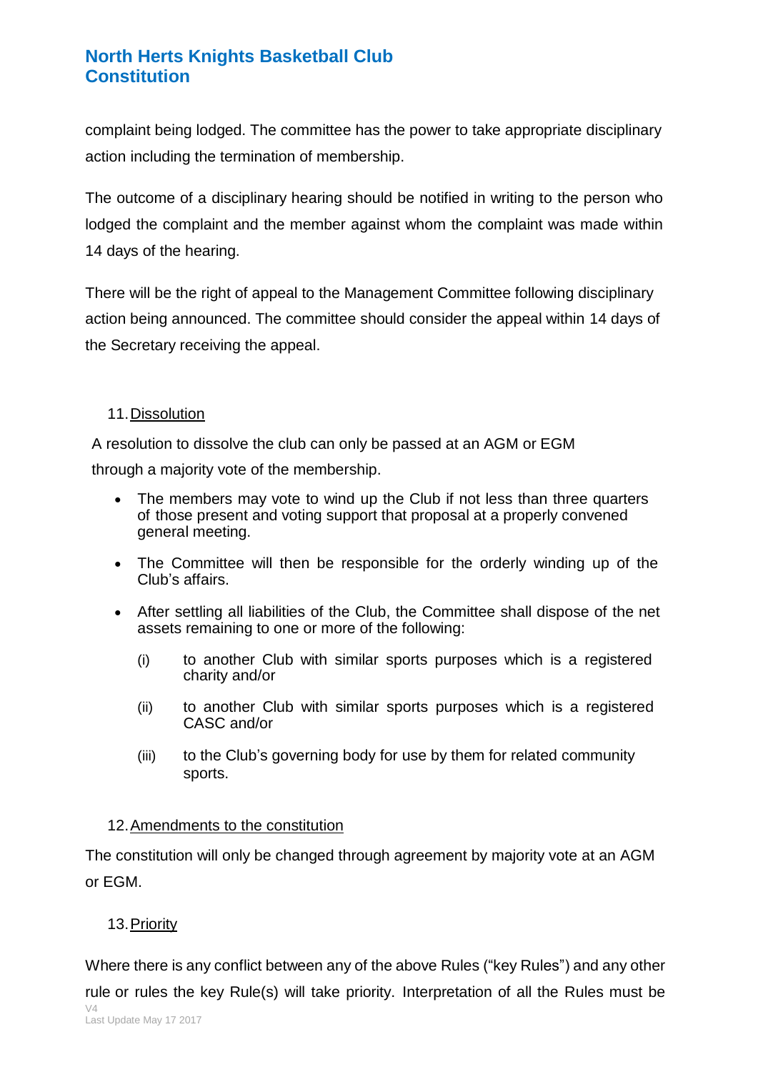complaint being lodged. The committee has the power to take appropriate disciplinary action including the termination of membership.

The outcome of a disciplinary hearing should be notified in writing to the person who lodged the complaint and the member against whom the complaint was made within 14 days of the hearing.

There will be the right of appeal to the Management Committee following disciplinary action being announced. The committee should consider the appeal within 14 days of the Secretary receiving the appeal.

## 11. Dissolution

A resolution to dissolve the club can only be passed at an AGM or EGM through a majority vote of the membership.

- The members may vote to wind up the Club if not less than three quarters of those present and voting support that proposal at a properly convened general meeting.
- The Committee will then be responsible for the orderly winding up of the Club's affairs.
- After settling all liabilities of the Club, the Committee shall dispose of the net assets remaining to one or more of the following:
  - (i) to another Club with similar sports purposes which is a registered charity and/or
  - (ii) to another Club with similar sports purposes which is a registered CASC and/or
  - (iii) to the Club's governing body for use by them for related community sports.

## 12. Amendments to the constitution

The constitution will only be changed through agreement by majority vote at an AGM or EGM.

## 13. Priority

Where there is any conflict between any of the above Rules ("key Rules") and any other rule or rules the key Rule(s) will take priority. Interpretation of all the Rules must be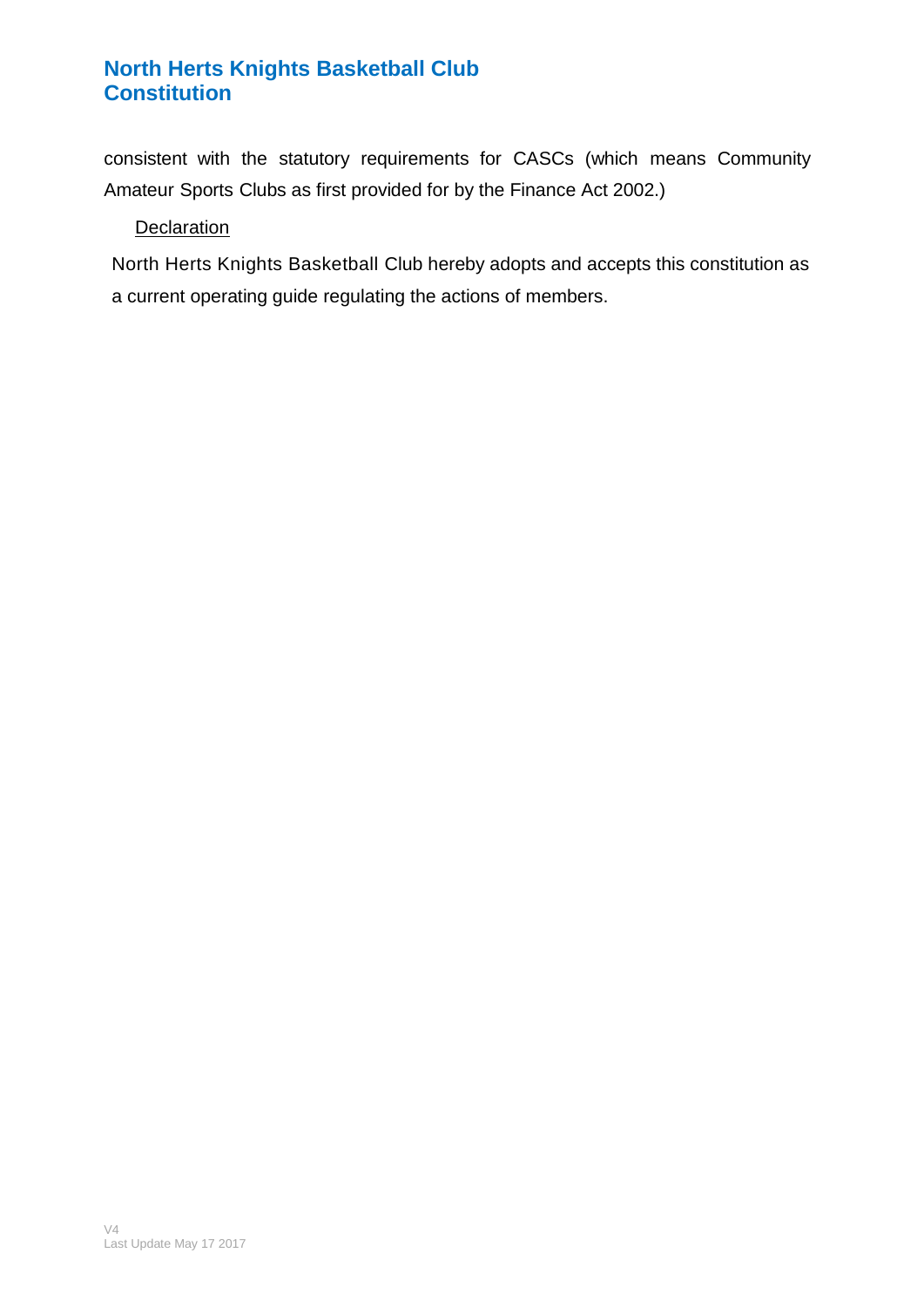consistent with the statutory requirements for CASCs (which means Community Amateur Sports Clubs as first provided for by the Finance Act 2002.)

Declaration

North Herts Knights Basketball Club hereby adopts and accepts this constitution as a current operating guide regulating the actions of members.